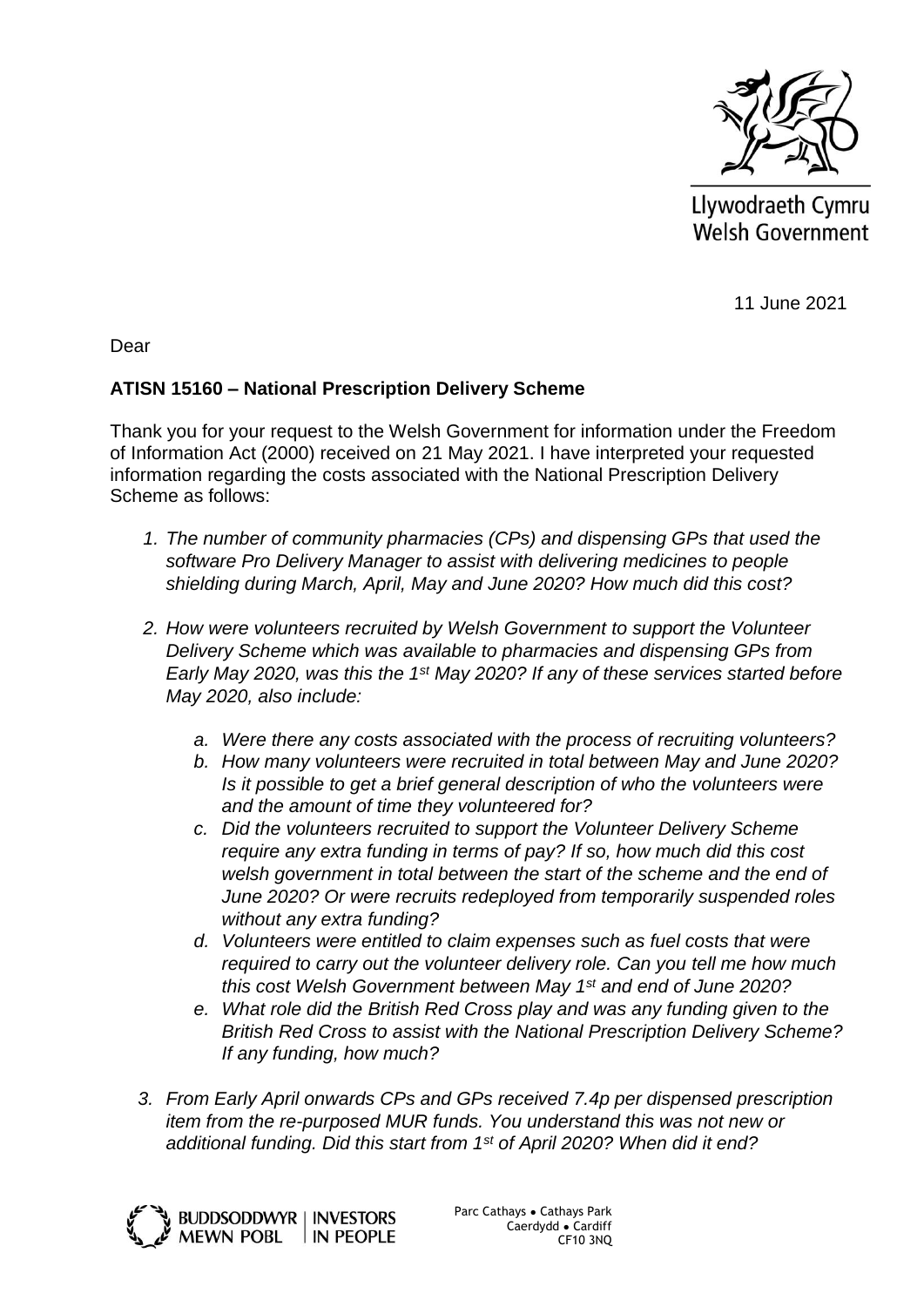Llywodraeth Cymru
Welsh Government

11 June 2021

Dear

**ATISN 15160 – National Prescription Delivery Scheme**

Thank you for your request to the Welsh Government for information under the Freedom of Information Act (2000) received on 21 May 2021. I have interpreted your requested information regarding the costs associated with the National Prescription Delivery Scheme as follows:

1. *The number of community pharmacies (CPs) and dispensing GPs that used the software Pro Delivery Manager to assist with delivering medicines to people shielding during March, April, May and June 2020? How much did this cost?*

2. *How were volunteers recruited by Welsh Government to support the Volunteer Delivery Scheme which was available to pharmacies and dispensing GPs from Early May 2020, was this the 1st May 2020? If any of these services started before May 2020, also include:*

    a. *Were there any costs associated with the process of recruiting volunteers?*
    b. *How many volunteers were recruited in total between May and June 2020? Is it possible to get a brief general description of who the volunteers were and the amount of time they volunteered for?*
    c. *Did the volunteers recruited to support the Volunteer Delivery Scheme require any extra funding in terms of pay? If so, how much did this cost welsh government in total between the start of the scheme and the end of June 2020? Or were recruits redeployed from temporarily suspended roles without any extra funding?*
    d. *Volunteers were entitled to claim expenses such as fuel costs that were required to carry out the volunteer delivery role. Can you tell me how much this cost Welsh Government between May 1st and end of June 2020?*
    e. *What role did the British Red Cross play and was any funding given to the British Red Cross to assist with the National Prescription Delivery Scheme? If any funding, how much?*

3. *From Early April onwards CPs and GPs received 7.4p per dispensed prescription item from the re-purposed MUR funds. You understand this was not new or additional funding. Did this start from 1st of April 2020? When did it end?*

BUDDSODDWYR MEWN POBL | INVESTORS IN PEOPLE

Parc Cathays ● Cathays Park
Caerdydd ● Cardiff
CF10 3NQ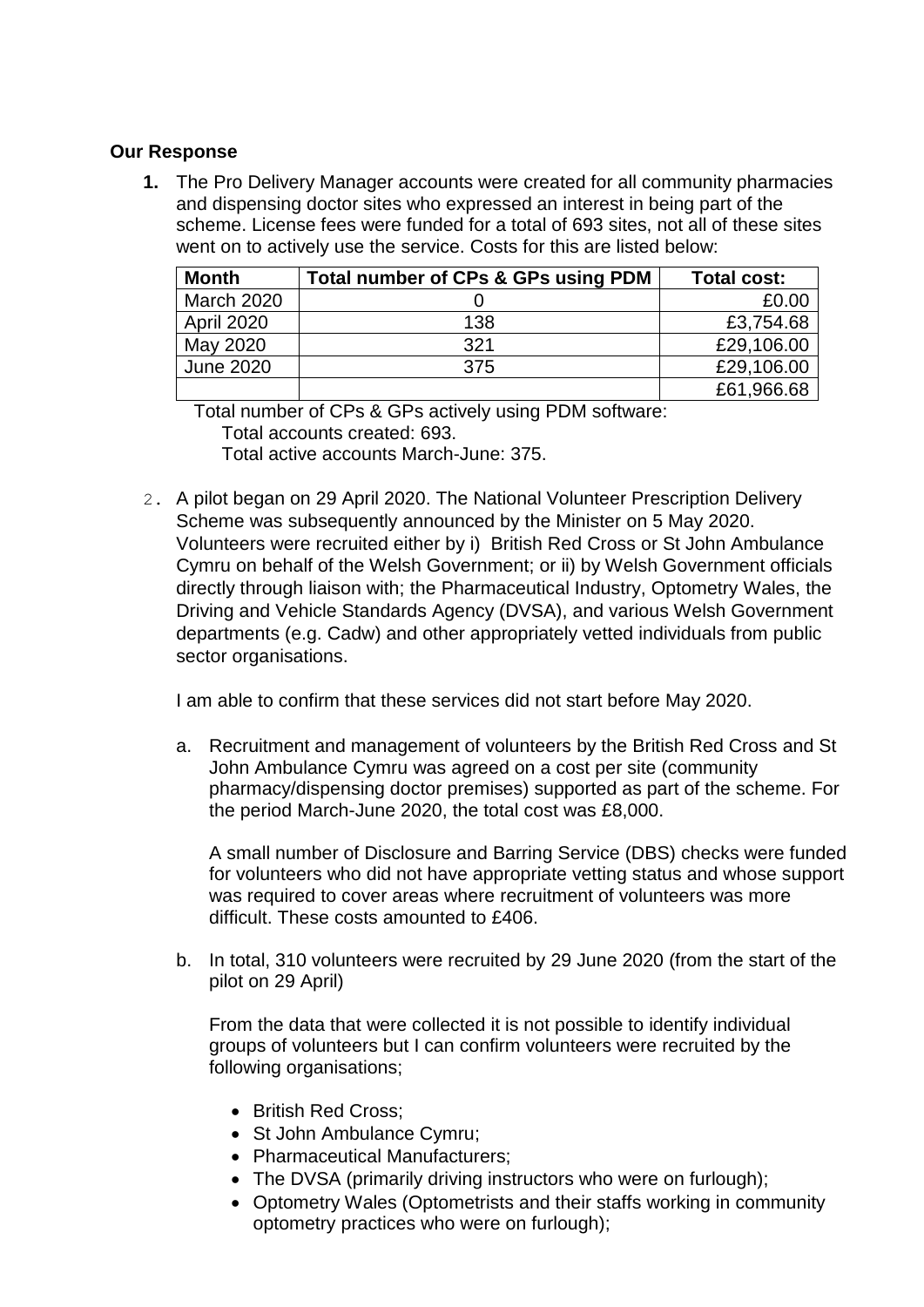**Our Response**

1. The Pro Delivery Manager accounts were created for all community pharmacies and dispensing doctor sites who expressed an interest in being part of the scheme. License fees were funded for a total of 693 sites, not all of these sites went on to actively use the service. Costs for this are listed below:

| Month | Total number of CPs & GPs using PDM | Total cost: |
|---|---|---|
| March 2020 | 0 | £0.00 |
| April 2020 | 138 | £3,754.68 |
| May 2020 | 321 | £29,106.00 |
| June 2020 | 375 | £29,106.00 |
| | | £61,966.68 |

Total number of CPs & GPs actively using PDM software:
Total accounts created: 693.
Total active accounts March-June: 375.

2. A pilot began on 29 April 2020. The National Volunteer Prescription Delivery Scheme was subsequently announced by the Minister on 5 May 2020. Volunteers were recruited either by i) British Red Cross or St John Ambulance Cymru on behalf of the Welsh Government; or ii) by Welsh Government officials directly through liaison with; the Pharmaceutical Industry, Optometry Wales, the Driving and Vehicle Standards Agency (DVSA), and various Welsh Government departments (e.g. Cadw) and other appropriately vetted individuals from public sector organisations.

   I am able to confirm that these services did not start before May 2020.

   a. Recruitment and management of volunteers by the British Red Cross and St John Ambulance Cymru was agreed on a cost per site (community pharmacy/dispensing doctor premises) supported as part of the scheme. For the period March-June 2020, the total cost was £8,000.

      A small number of Disclosure and Barring Service (DBS) checks were funded for volunteers who did not have appropriate vetting status and whose support was required to cover areas where recruitment of volunteers was more difficult. These costs amounted to £406.

   b. In total, 310 volunteers were recruited by 29 June 2020 (from the start of the pilot on 29 April)

      From the data that were collected it is not possible to identify individual groups of volunteers but I can confirm volunteers were recruited by the following organisations;

      - British Red Cross;
      - St John Ambulance Cymru;
      - Pharmaceutical Manufacturers;
      - The DVSA (primarily driving instructors who were on furlough);
      - Optometry Wales (Optometrists and their staffs working in community optometry practices who were on furlough);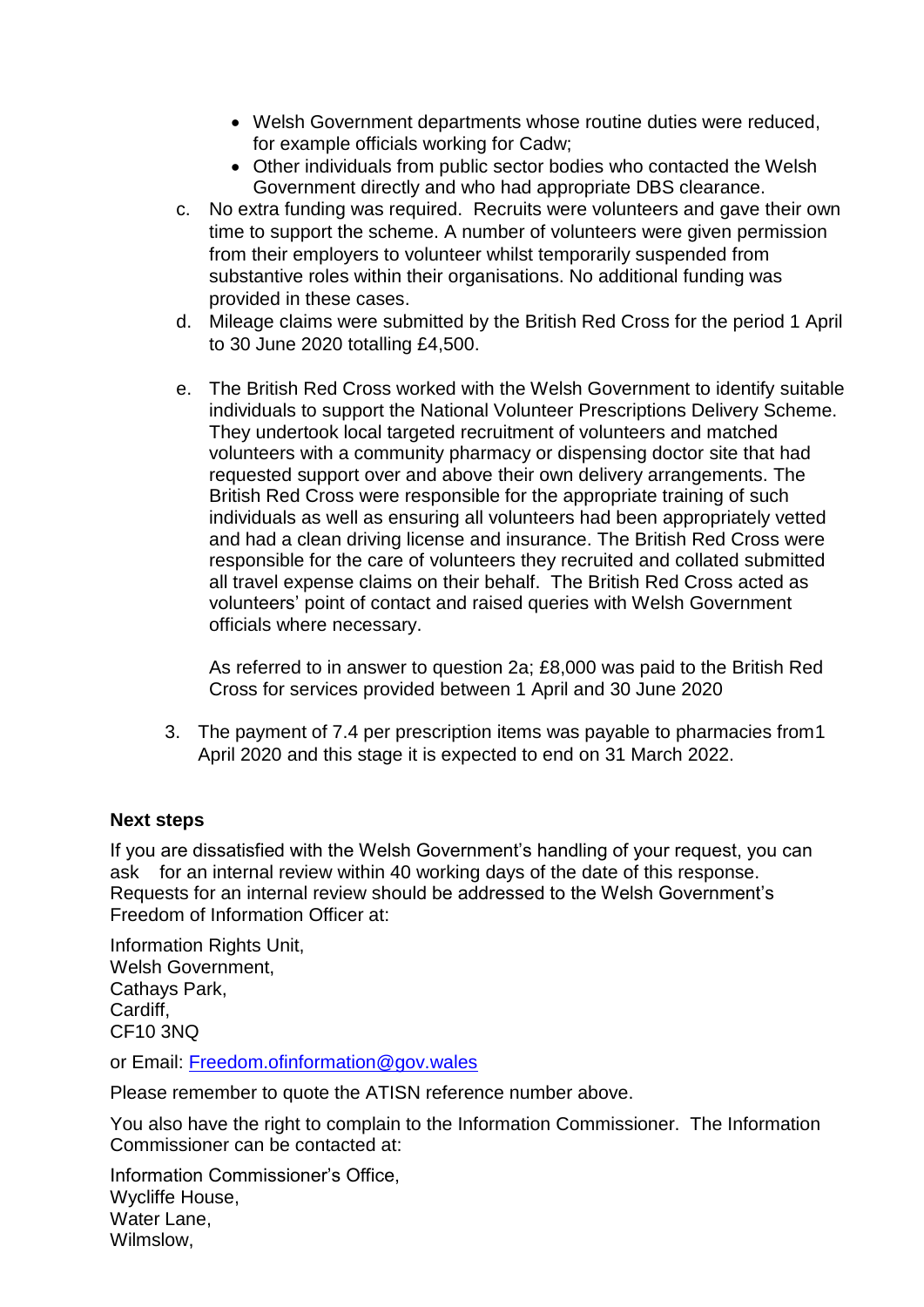- Welsh Government departments whose routine duties were reduced, for example officials working for Cadw;
- Other individuals from public sector bodies who contacted the Welsh Government directly and who had appropriate DBS clearance.

c. No extra funding was required. Recruits were volunteers and gave their own time to support the scheme. A number of volunteers were given permission from their employers to volunteer whilst temporarily suspended from substantive roles within their organisations. No additional funding was provided in these cases.

d. Mileage claims were submitted by the British Red Cross for the period 1 April to 30 June 2020 totalling £4,500.

e. The British Red Cross worked with the Welsh Government to identify suitable individuals to support the National Volunteer Prescriptions Delivery Scheme. They undertook local targeted recruitment of volunteers and matched volunteers with a community pharmacy or dispensing doctor site that had requested support over and above their own delivery arrangements. The British Red Cross were responsible for the appropriate training of such individuals as well as ensuring all volunteers had been appropriately vetted and had a clean driving license and insurance. The British Red Cross were responsible for the care of volunteers they recruited and collated submitted all travel expense claims on their behalf. The British Red Cross acted as volunteers' point of contact and raised queries with Welsh Government officials where necessary.

   As referred to in answer to question 2a; £8,000 was paid to the British Red Cross for services provided between 1 April and 30 June 2020

3. The payment of 7.4 per prescription items was payable to pharmacies from1 April 2020 and this stage it is expected to end on 31 March 2022.

**Next steps**

If you are dissatisfied with the Welsh Government's handling of your request, you can ask for an internal review within 40 working days of the date of this response. Requests for an internal review should be addressed to the Welsh Government's Freedom of Information Officer at:

Information Rights Unit,
Welsh Government,
Cathays Park,
Cardiff,
CF10 3NQ

or Email: Freedom.ofinformation@gov.wales

Please remember to quote the ATISN reference number above.

You also have the right to complain to the Information Commissioner. The Information Commissioner can be contacted at:

Information Commissioner's Office,
Wycliffe House,
Water Lane,
Wilmslow,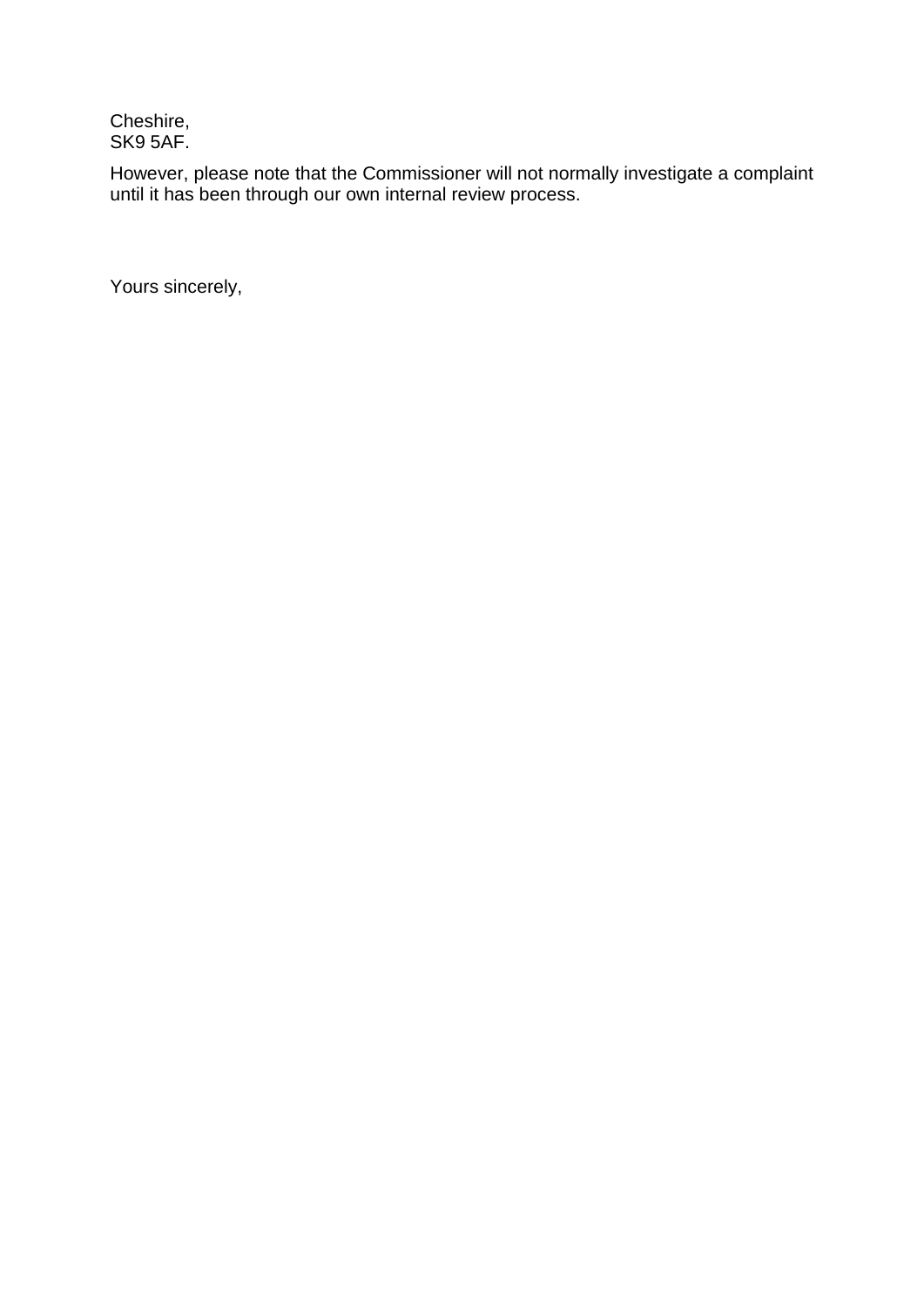Cheshire,
SK9 5AF.

However, please note that the Commissioner will not normally investigate a complaint until it has been through our own internal review process.

Yours sincerely,